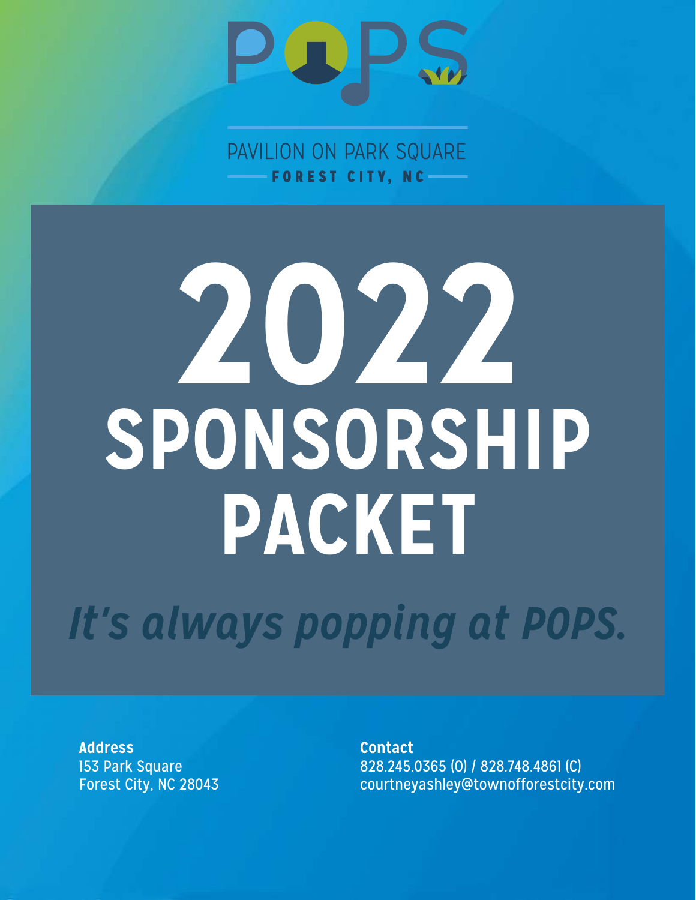# POPS

PAVILION ON PARK SQUARE

FOREST CITY, NC

# 2022 SPONSORSHIP PACKET

*It's always popping at POPS.*

**Address**
153 Park Square
Forest City, NC 28043

**Contact**
828.245.0365 (O) / 828.748.4861 (C)
courtneyashley@townofforestcity.com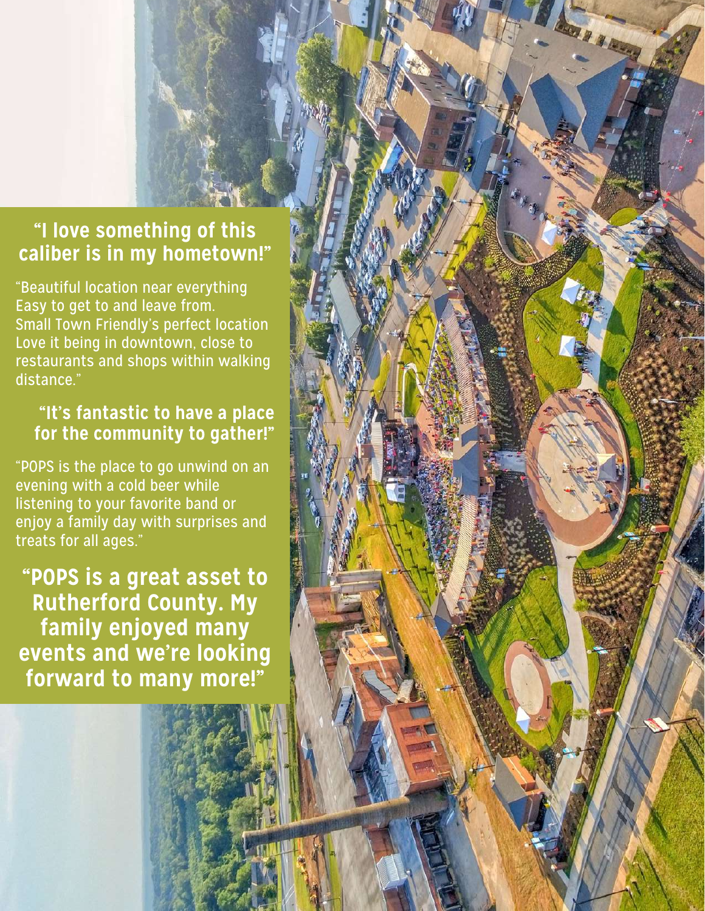**"I love something of this caliber is in my hometown!"**

"Beautiful location near everything
Easy to get to and leave from.
Small Town Friendly's perfect location
Love it being in downtown, close to restaurants and shops within walking distance."

**"It's fantastic to have a place for the community to gather!"**

"POPS is the place to go unwind on an evening with a cold beer while listening to your favorite band or enjoy a family day with surprises and treats for all ages."

**"POPS is a great asset to Rutherford County. My family enjoyed many events and we're looking forward to many more!"**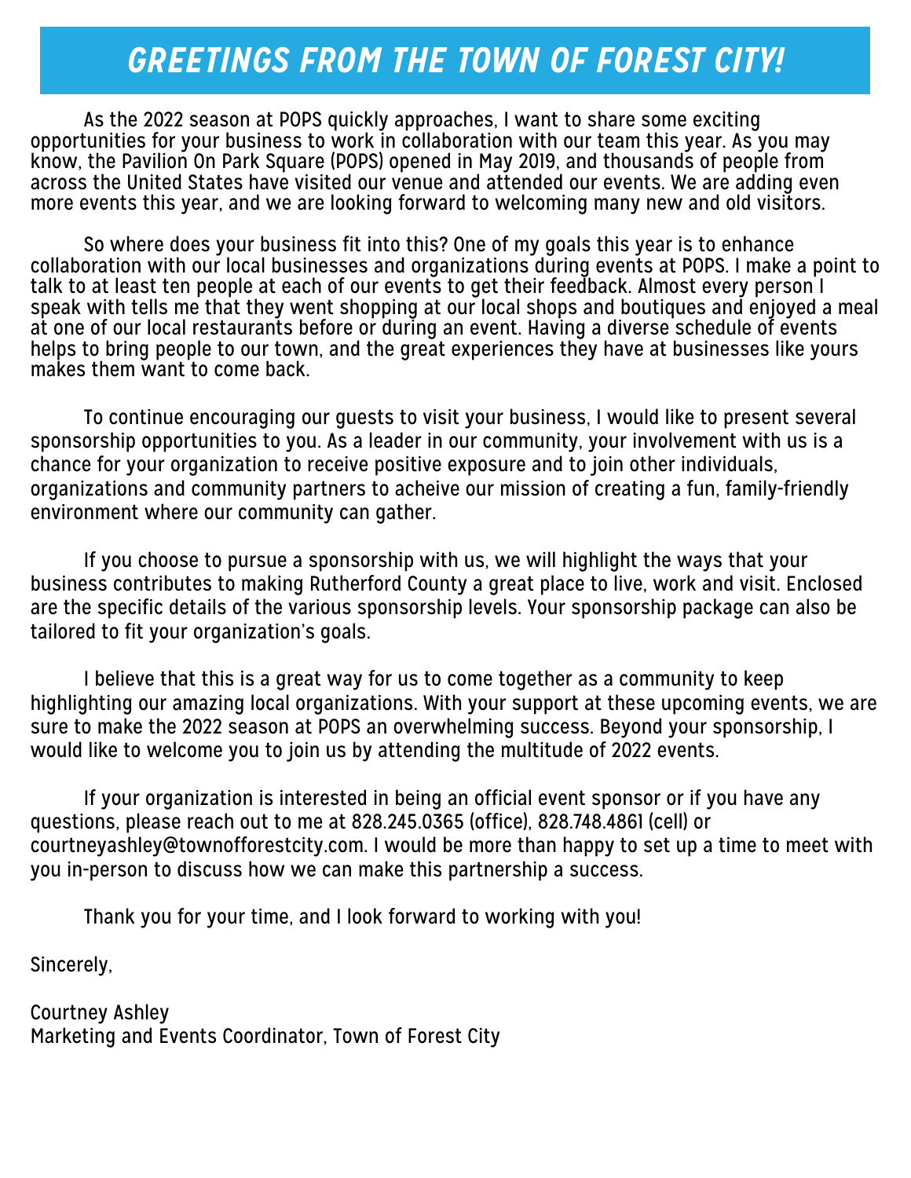# GREETINGS FROM THE TOWN OF FOREST CITY!

As the 2022 season at POPS quickly approaches, I want to share some exciting opportunities for your business to work in collaboration with our team this year. As you may know, the Pavilion On Park Square (POPS) opened in May 2019, and thousands of people from across the United States have visited our venue and attended our events. We are adding even more events this year, and we are looking forward to welcoming many new and old visitors.

So where does your business fit into this? One of my goals this year is to enhance collaboration with our local businesses and organizations during events at POPS. I make a point to talk to at least ten people at each of our events to get their feedback. Almost every person I speak with tells me that they went shopping at our local shops and boutiques and enjoyed a meal at one of our local restaurants before or during an event. Having a diverse schedule of events helps to bring people to our town, and the great experiences they have at businesses like yours makes them want to come back.

To continue encouraging our guests to visit your business, I would like to present several sponsorship opportunities to you. As a leader in our community, your involvement with us is a chance for your organization to receive positive exposure and to join other individuals, organizations and community partners to acheive our mission of creating a fun, family-friendly environment where our community can gather.

If you choose to pursue a sponsorship with us, we will highlight the ways that your business contributes to making Rutherford County a great place to live, work and visit. Enclosed are the specific details of the various sponsorship levels. Your sponsorship package can also be tailored to fit your organization's goals.

I believe that this is a great way for us to come together as a community to keep highlighting our amazing local organizations. With your support at these upcoming events, we are sure to make the 2022 season at POPS an overwhelming success. Beyond your sponsorship, I would like to welcome you to join us by attending the multitude of 2022 events.

If your organization is interested in being an official event sponsor or if you have any questions, please reach out to me at 828.245.0365 (office), 828.748.4861 (cell) or courtneyashley@townofforestcity.com. I would be more than happy to set up a time to meet with you in-person to discuss how we can make this partnership a success.

Thank you for your time, and I look forward to working with you!

Sincerely,

Courtney Ashley
Marketing and Events Coordinator, Town of Forest City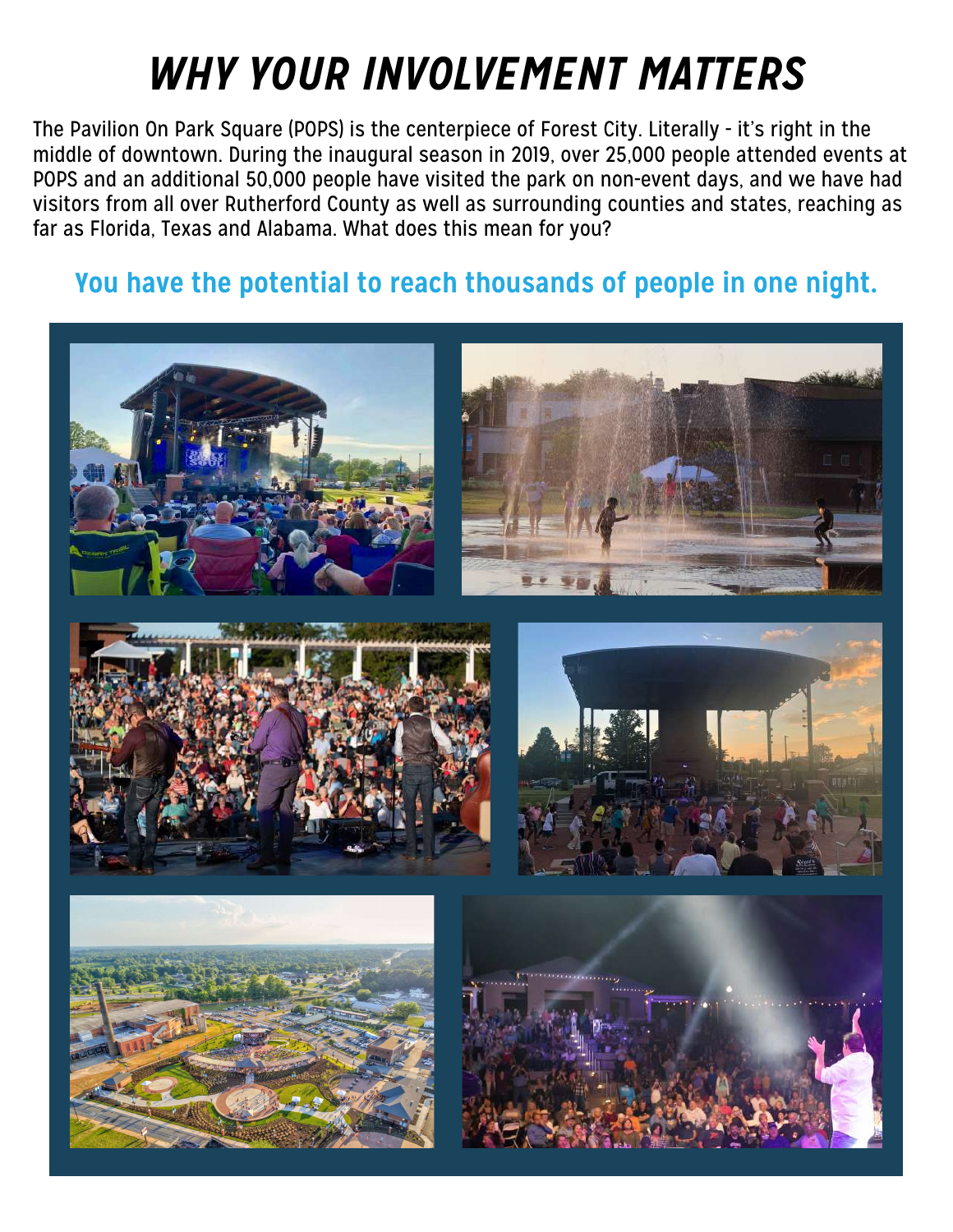# WHY YOUR INVOLVEMENT MATTERS

The Pavilion On Park Square (POPS) is the centerpiece of Forest City. Literally - it's right in the middle of downtown. During the inaugural season in 2019, over 25,000 people attended events at POPS and an additional 50,000 people have visited the park on non-event days, and we have had visitors from all over Rutherford County as well as surrounding counties and states, reaching as far as Florida, Texas and Alabama. What does this mean for you?

## You have the potential to reach thousands of people in one night.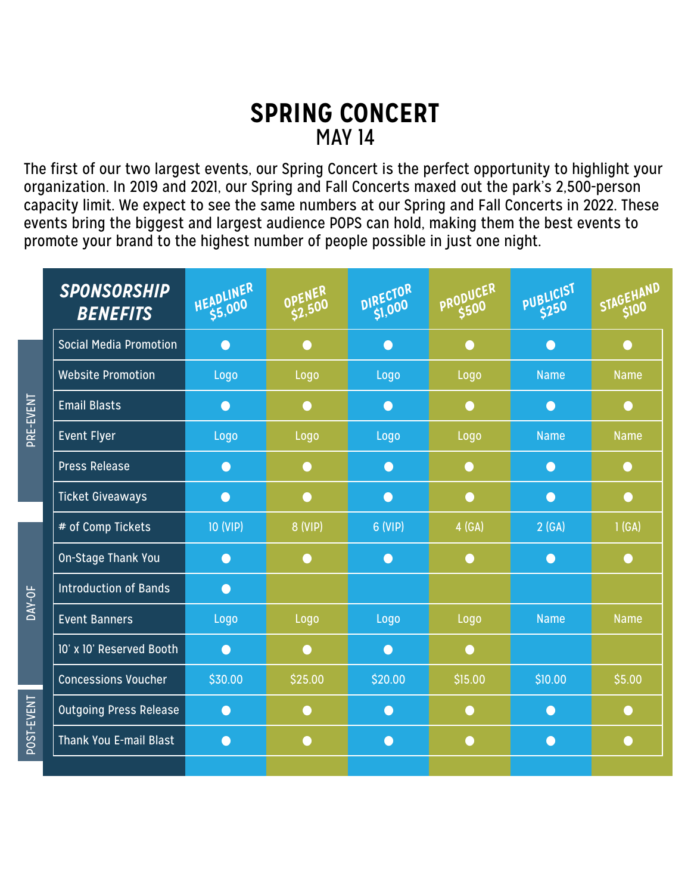# SPRING CONCERT

## MAY 14

The first of our two largest events, our Spring Concert is the perfect opportunity to highlight your organization. In 2019 and 2021, our Spring and Fall Concerts maxed out the park's 2,500-person capacity limit. We expect to see the same numbers at our Spring and Fall Concerts in 2022. These events bring the biggest and largest audience POPS can hold, making them the best events to promote your brand to the highest number of people possible in just one night.

| | SPONSORSHIP BENEFITS | HEADLINER $5,000 | OPENER $2,500 | DIRECTOR $1,000 | PRODUCER $500 | PUBLICIST $250 | STAGEHAND $100 |
|---|---|---|---|---|---|---|---|
| PRE-EVENT | Social Media Promotion | ● | ● | ● | ● | ● | ● |
| | Website Promotion | Logo | Logo | Logo | Logo | Name | Name |
| | Email Blasts | ● | ● | ● | ● | ● | ● |
| | Event Flyer | Logo | Logo | Logo | Logo | Name | Name |
| | Press Release | ● | ● | ● | ● | ● | ● |
| | Ticket Giveaways | ● | ● | ● | ● | ● | ● |
| DAY-OF | # of Comp Tickets | 10 (VIP) | 8 (VIP) | 6 (VIP) | 4 (GA) | 2 (GA) | 1 (GA) |
| | On-Stage Thank You | ● | ● | ● | ● | ● | ● |
| | Introduction of Bands | ● | | | | | |
| | Event Banners | Logo | Logo | Logo | Logo | Name | Name |
| | 10' x 10' Reserved Booth | ● | ● | ● | ● | | |
| | Concessions Voucher | $30.00 | $25.00 | $20.00 | $15.00 | $10.00 | $5.00 |
| POST-EVENT | Outgoing Press Release | ● | ● | ● | ● | ● | ● |
| | Thank You E-mail Blast | ● | ● | ● | ● | ● | ● |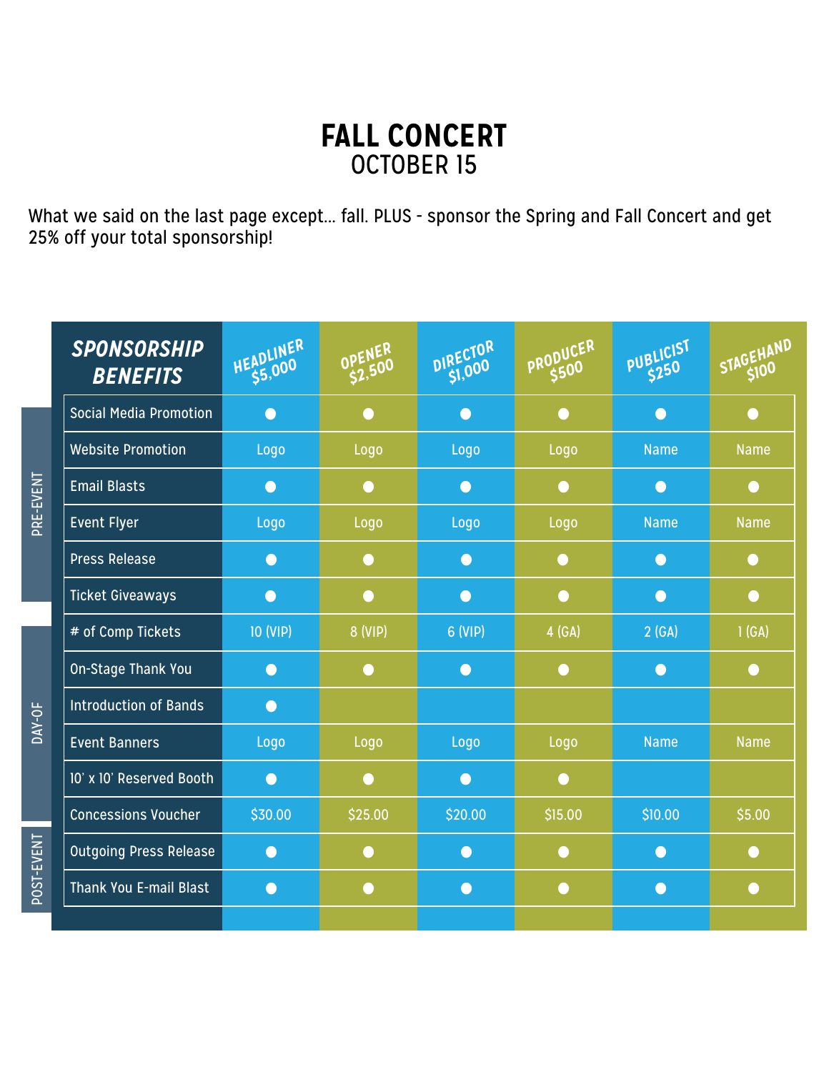# FALL CONCERT
## OCTOBER 15

What we said on the last page except... fall. PLUS - sponsor the Spring and Fall Concert and get 25% off your total sponsorship!

| | SPONSORSHIP BENEFITS | HEADLINER $5,000 | OPENER $2,500 | DIRECTOR $1,000 | PRODUCER $500 | PUBLICIST $250 | STAGEHAND $100 |
|---|---|---|---|---|---|---|---|
| PRE-EVENT | Social Media Promotion | ● | ● | ● | ● | ● | ● |
| | Website Promotion | Logo | Logo | Logo | Logo | Name | Name |
| | Email Blasts | ● | ● | ● | ● | ● | ● |
| | Event Flyer | Logo | Logo | Logo | Logo | Name | Name |
| | Press Release | ● | ● | ● | ● | ● | ● |
| | Ticket Giveaways | ● | ● | ● | ● | ● | ● |
| DAY-OF | # of Comp Tickets | 10 (VIP) | 8 (VIP) | 6 (VIP) | 4 (GA) | 2 (GA) | 1 (GA) |
| | On-Stage Thank You | ● | ● | ● | ● | ● | ● |
| | Introduction of Bands | ● | | | | | |
| | Event Banners | Logo | Logo | Logo | Logo | Name | Name |
| | 10' x 10' Reserved Booth | ● | ● | ● | ● | | |
| | Concessions Voucher | $30.00 | $25.00 | $20.00 | $15.00 | $10.00 | $5.00 |
| POST-EVENT | Outgoing Press Release | ● | ● | ● | ● | ● | ● |
| | Thank You E-mail Blast | ● | ● | ● | ● | ● | ● |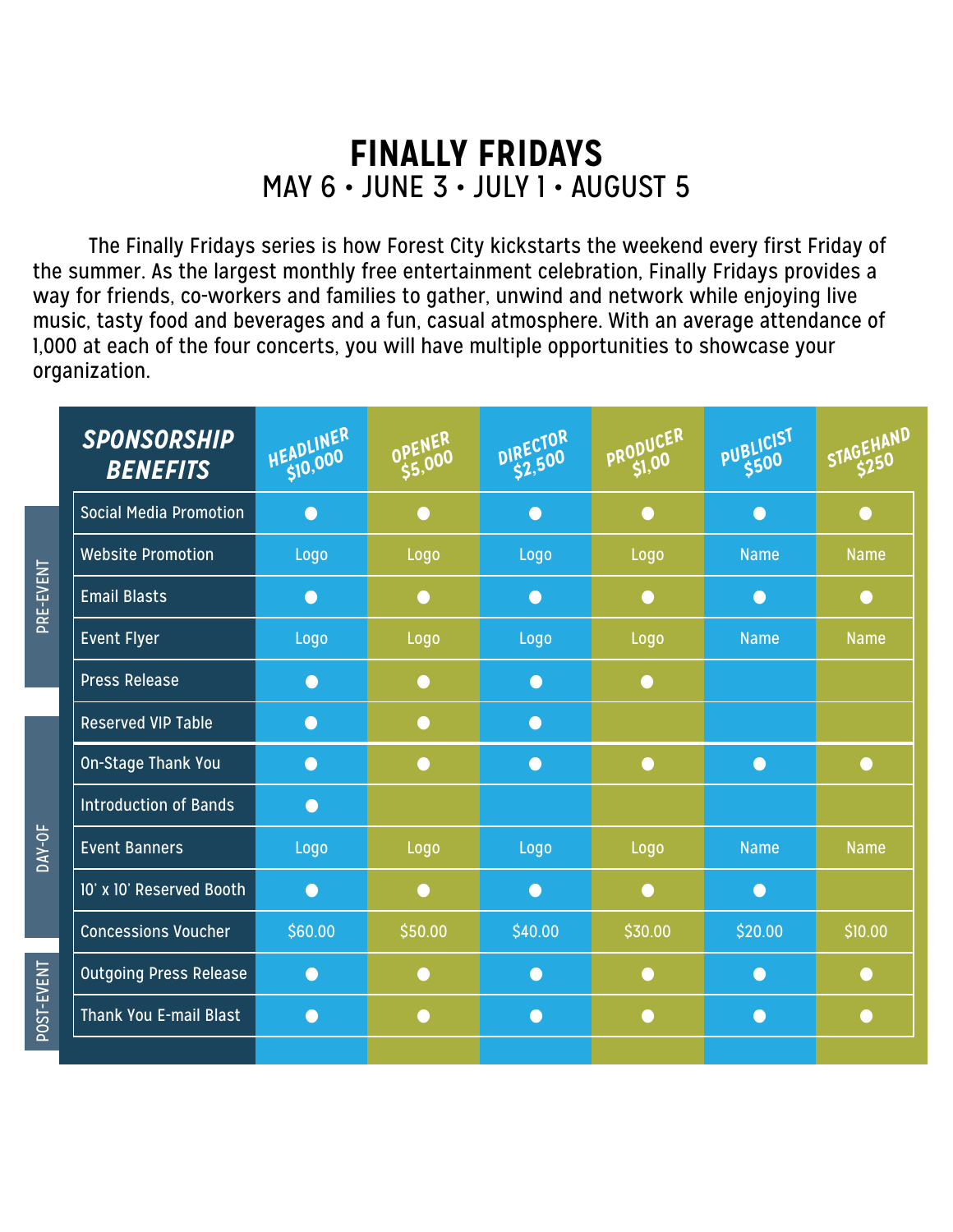# FINALLY FRIDAYS

MAY 6 • JUNE 3 • JULY 1 • AUGUST 5

The Finally Fridays series is how Forest City kickstarts the weekend every first Friday of the summer. As the largest monthly free entertainment celebration, Finally Fridays provides a way for friends, co-workers and families to gather, unwind and network while enjoying live music, tasty food and beverages and a fun, casual atmosphere. With an average attendance of 1,000 at each of the four concerts, you will have multiple opportunities to showcase your organization.

| | SPONSORSHIP BENEFITS | HEADLINER $10,000 | OPENER $5,000 | DIRECTOR $2,500 | PRODUCER $1,00 | PUBLICIST $500 | STAGEHAND $250 |
|---|---|---|---|---|---|---|---|
| PRE-EVENT | Social Media Promotion | ● | ● | ● | ● | ● | ● |
| | Website Promotion | Logo | Logo | Logo | Logo | Name | Name |
| | Email Blasts | ● | ● | ● | ● | ● | ● |
| | Event Flyer | Logo | Logo | Logo | Logo | Name | Name |
| | Press Release | ● | ● | ● | ● | | |
| DAY-OF | Reserved VIP Table | ● | ● | ● | | | |
| | On-Stage Thank You | ● | ● | ● | ● | ● | ● |
| | Introduction of Bands | ● | | | | | |
| | Event Banners | Logo | Logo | Logo | Logo | Name | Name |
| | 10' x 10' Reserved Booth | ● | ● | ● | ● | ● | |
| | Concessions Voucher | $60.00 | $50.00 | $40.00 | $30.00 | $20.00 | $10.00 |
| POST-EVENT | Outgoing Press Release | ● | ● | ● | ● | ● | ● |
| | Thank You E-mail Blast | ● | ● | ● | ● | ● | ● |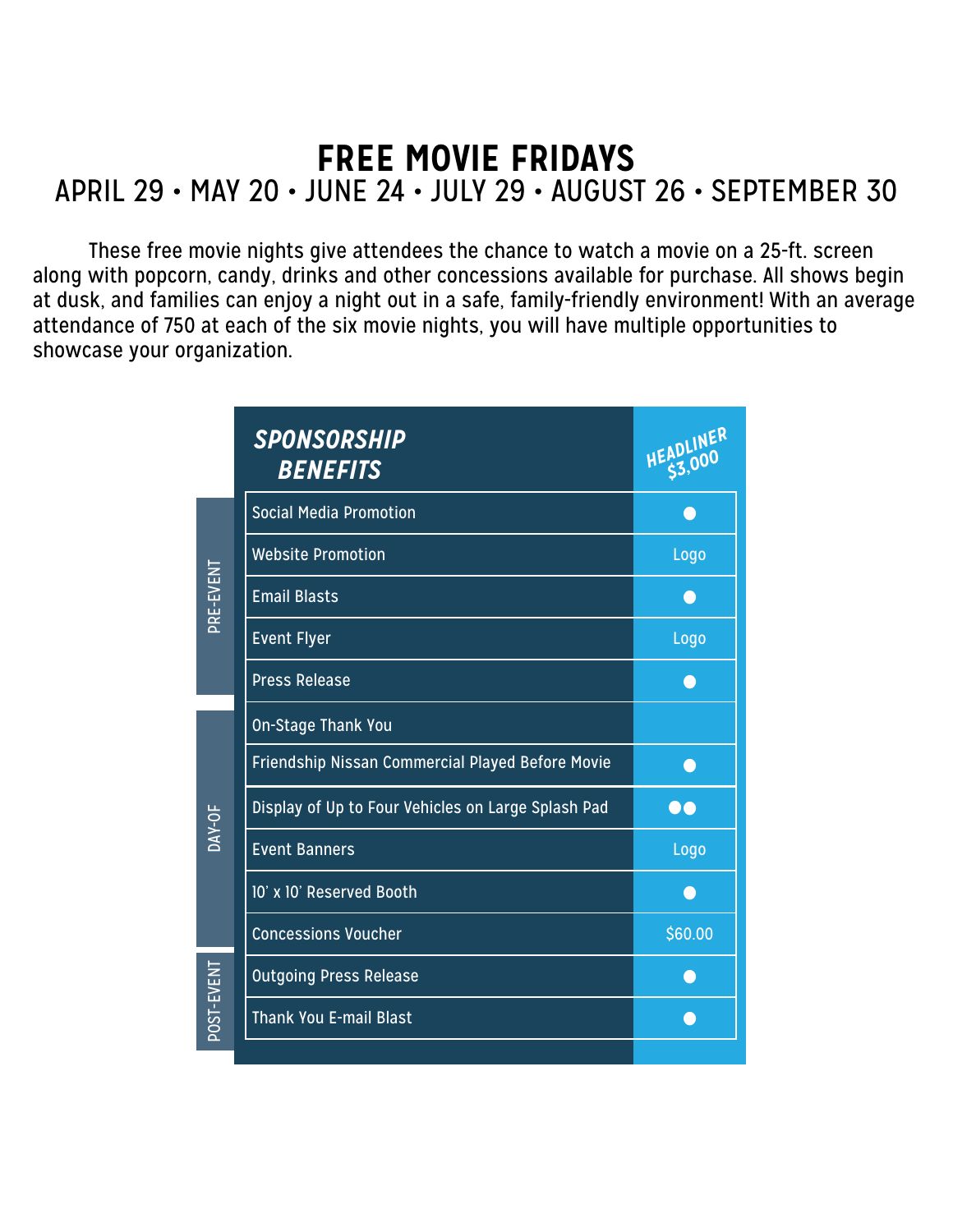# FREE MOVIE FRIDAYS

## APRIL 29 • MAY 20 • JUNE 24 • JULY 29 • AUGUST 26 • SEPTEMBER 30

These free movie nights give attendees the chance to watch a movie on a 25-ft. screen along with popcorn, candy, drinks and other concessions available for purchase. All shows begin at dusk, and families can enjoy a night out in a safe, family-friendly environment! With an average attendance of 750 at each of the six movie nights, you will have multiple opportunities to showcase your organization.

| | *SPONSORSHIP BENEFITS* | *HEADLINER $3,000* |
|---|---|---|
| PRE-EVENT | Social Media Promotion | ● |
| | Website Promotion | Logo |
| | Email Blasts | ● |
| | Event Flyer | Logo |
| | Press Release | ● |
| DAY-OF | On-Stage Thank You | |
| | Friendship Nissan Commercial Played Before Movie | ● |
| | Display of Up to Four Vehicles on Large Splash Pad | ●● |
| | Event Banners | Logo |
| | 10' x 10' Reserved Booth | ● |
| | Concessions Voucher | $60.00 |
| POST-EVENT | Outgoing Press Release | ● |
| | Thank You E-mail Blast | ● |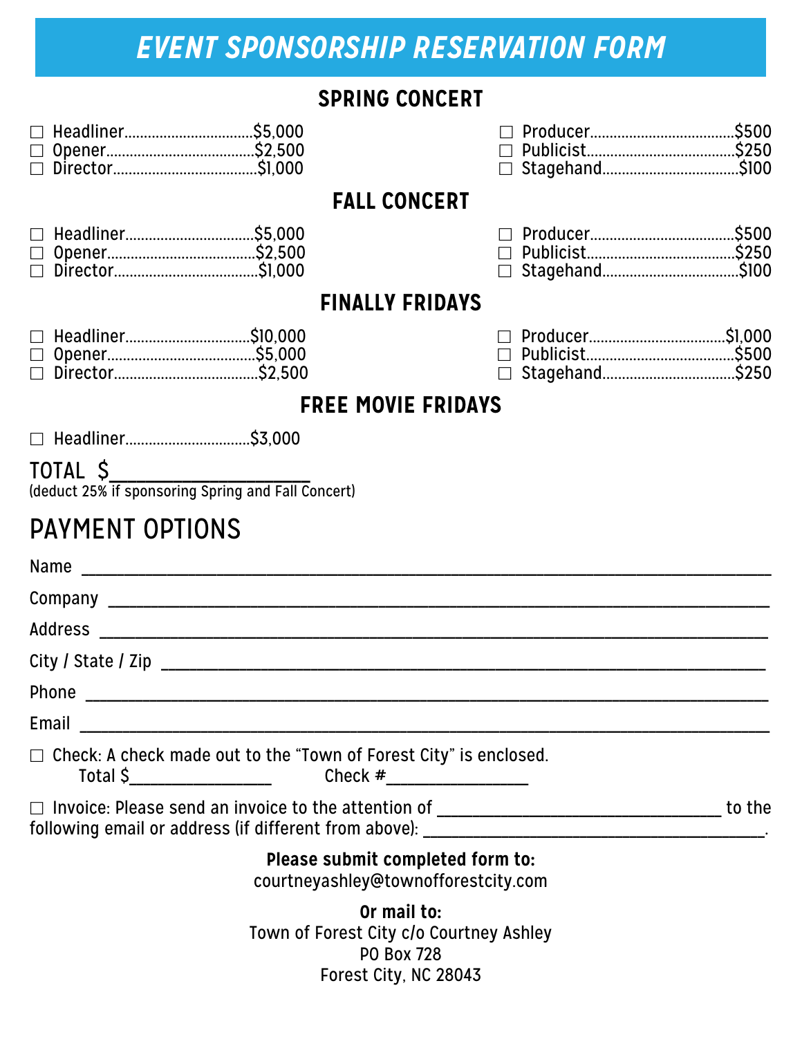# EVENT SPONSORSHIP RESERVATION FORM

## SPRING CONCERT

- ☐ Headliner....................................$5,000
- ☐ Opener........................................$2,500
- ☐ Director.......................................$1,000
- ☐ Producer.......................................$500
- ☐ Publicist.......................................$250
- ☐ Stagehand....................................$100

## FALL CONCERT

- ☐ Headliner....................................$5,000
- ☐ Opener........................................$2,500
- ☐ Director.......................................$1,000
- ☐ Producer.......................................$500
- ☐ Publicist.......................................$250
- ☐ Stagehand....................................$100

## FINALLY FRIDAYS

- ☐ Headliner..................................$10,000
- ☐ Opener........................................$5,000
- ☐ Director.......................................$2,500
- ☐ Producer.....................................$1,000
- ☐ Publicist.......................................$500
- ☐ Stagehand....................................$250

## FREE MOVIE FRIDAYS

- ☐ Headliner....................................$3,000

TOTAL $____________________
(deduct 25% if sponsoring Spring and Fall Concert)

# PAYMENT OPTIONS

Name ______________________________________________________________________

Company ___________________________________________________________________

Address ____________________________________________________________________

City / State / Zip ____________________________________________________________

Phone _____________________________________________________________________

Email ______________________________________________________________________

☐ Check: A check made out to the "Town of Forest City" is enclosed.
Total $________________ Check #________________

☐ Invoice: Please send an invoice to the attention of ______________________________ to the following email or address (if different from above): ______________________________________.

**Please submit completed form to:**
courtneyashley@townofforestcity.com

**Or mail to:**
Town of Forest City c/o Courtney Ashley
PO Box 728
Forest City, NC 28043